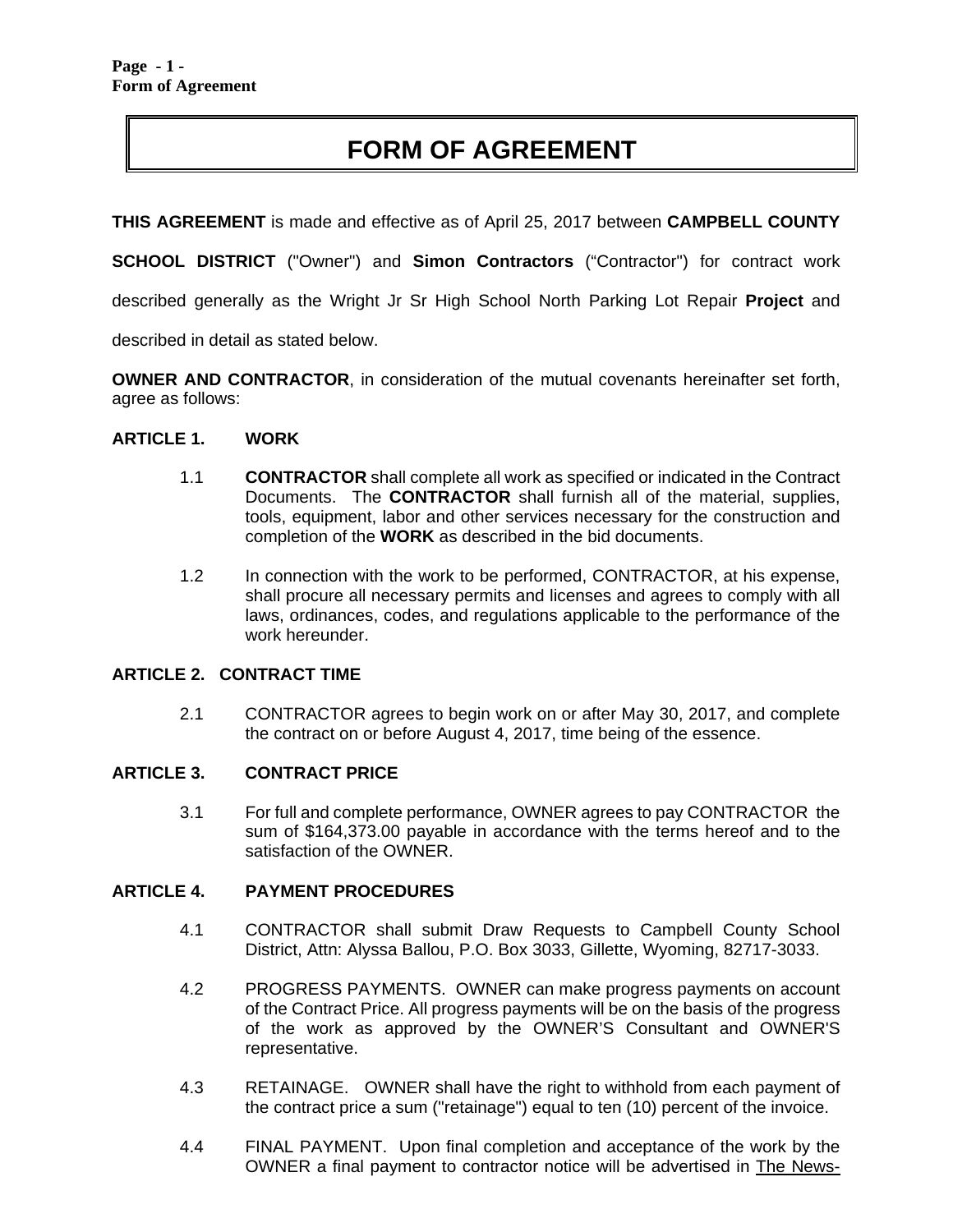# FORM OF AGREEMENT

**THIS AGREEMENT** is made and effective as of April 25, 2017 between **CAMPBELL COUNTY SCHOOL DISTRICT** ("Owner") and **Simon Contractors** ("Contractor") for contract work described generally as the Wright Jr Sr High School North Parking Lot Repair **Project** and described in detail as stated below.

**OWNER AND CONTRACTOR**, in consideration of the mutual covenants hereinafter set forth, agree as follows:

## ARTICLE 1. WORK

1.1 **CONTRACTOR** shall complete all work as specified or indicated in the Contract Documents. The **CONTRACTOR** shall furnish all of the material, supplies, tools, equipment, labor and other services necessary for the construction and completion of the **WORK** as described in the bid documents.

1.2 In connection with the work to be performed, CONTRACTOR, at his expense, shall procure all necessary permits and licenses and agrees to comply with all laws, ordinances, codes, and regulations applicable to the performance of the work hereunder.

## ARTICLE 2. CONTRACT TIME

2.1 CONTRACTOR agrees to begin work on or after May 30, 2017, and complete the contract on or before August 4, 2017, time being of the essence.

## ARTICLE 3. CONTRACT PRICE

3.1 For full and complete performance, OWNER agrees to pay CONTRACTOR the sum of $164,373.00 payable in accordance with the terms hereof and to the satisfaction of the OWNER.

## ARTICLE 4. PAYMENT PROCEDURES

4.1 CONTRACTOR shall submit Draw Requests to Campbell County School District, Attn: Alyssa Ballou, P.O. Box 3033, Gillette, Wyoming, 82717-3033.

4.2 PROGRESS PAYMENTS. OWNER can make progress payments on account of the Contract Price. All progress payments will be on the basis of the progress of the work as approved by the OWNER'S Consultant and OWNER'S representative.

4.3 RETAINAGE. OWNER shall have the right to withhold from each payment of the contract price a sum ("retainage") equal to ten (10) percent of the invoice.

4.4 FINAL PAYMENT. Upon final completion and acceptance of the work by the OWNER a final payment to contractor notice will be advertised in The News-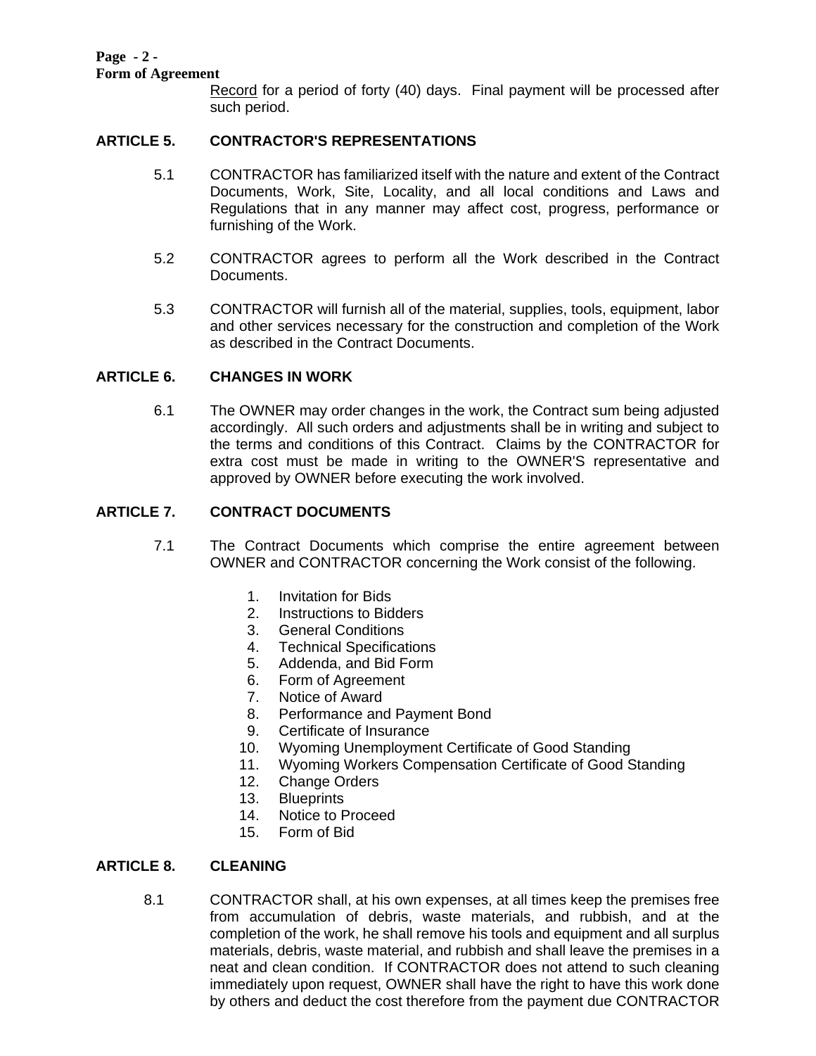Record for a period of forty (40) days. Final payment will be processed after such period.

## ARTICLE 5. CONTRACTOR'S REPRESENTATIONS

5.1 CONTRACTOR has familiarized itself with the nature and extent of the Contract Documents, Work, Site, Locality, and all local conditions and Laws and Regulations that in any manner may affect cost, progress, performance or furnishing of the Work.

5.2 CONTRACTOR agrees to perform all the Work described in the Contract Documents.

5.3 CONTRACTOR will furnish all of the material, supplies, tools, equipment, labor and other services necessary for the construction and completion of the Work as described in the Contract Documents.

## ARTICLE 6. CHANGES IN WORK

6.1 The OWNER may order changes in the work, the Contract sum being adjusted accordingly. All such orders and adjustments shall be in writing and subject to the terms and conditions of this Contract. Claims by the CONTRACTOR for extra cost must be made in writing to the OWNER'S representative and approved by OWNER before executing the work involved.

## ARTICLE 7. CONTRACT DOCUMENTS

7.1 The Contract Documents which comprise the entire agreement between OWNER and CONTRACTOR concerning the Work consist of the following.

1. Invitation for Bids
2. Instructions to Bidders
3. General Conditions
4. Technical Specifications
5. Addenda, and Bid Form
6. Form of Agreement
7. Notice of Award
8. Performance and Payment Bond
9. Certificate of Insurance
10. Wyoming Unemployment Certificate of Good Standing
11. Wyoming Workers Compensation Certificate of Good Standing
12. Change Orders
13. Blueprints
14. Notice to Proceed
15. Form of Bid

## ARTICLE 8. CLEANING

8.1 CONTRACTOR shall, at his own expenses, at all times keep the premises free from accumulation of debris, waste materials, and rubbish, and at the completion of the work, he shall remove his tools and equipment and all surplus materials, debris, waste material, and rubbish and shall leave the premises in a neat and clean condition. If CONTRACTOR does not attend to such cleaning immediately upon request, OWNER shall have the right to have this work done by others and deduct the cost therefore from the payment due CONTRACTOR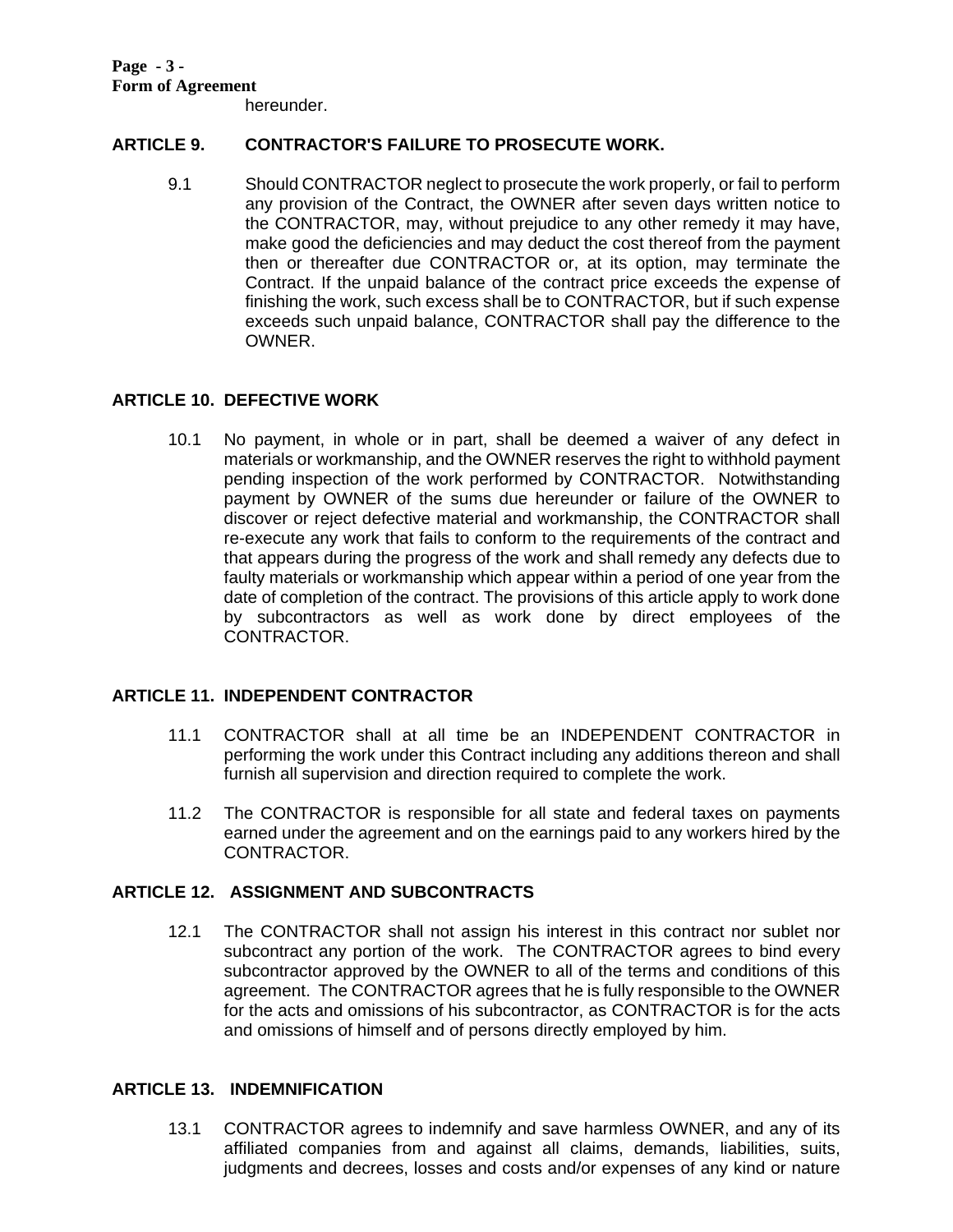hereunder.

## ARTICLE 9. CONTRACTOR'S FAILURE TO PROSECUTE WORK.

9.1 Should CONTRACTOR neglect to prosecute the work properly, or fail to perform any provision of the Contract, the OWNER after seven days written notice to the CONTRACTOR, may, without prejudice to any other remedy it may have, make good the deficiencies and may deduct the cost thereof from the payment then or thereafter due CONTRACTOR or, at its option, may terminate the Contract. If the unpaid balance of the contract price exceeds the expense of finishing the work, such excess shall be to CONTRACTOR, but if such expense exceeds such unpaid balance, CONTRACTOR shall pay the difference to the OWNER.

## ARTICLE 10. DEFECTIVE WORK

10.1 No payment, in whole or in part, shall be deemed a waiver of any defect in materials or workmanship, and the OWNER reserves the right to withhold payment pending inspection of the work performed by CONTRACTOR. Notwithstanding payment by OWNER of the sums due hereunder or failure of the OWNER to discover or reject defective material and workmanship, the CONTRACTOR shall re-execute any work that fails to conform to the requirements of the contract and that appears during the progress of the work and shall remedy any defects due to faulty materials or workmanship which appear within a period of one year from the date of completion of the contract. The provisions of this article apply to work done by subcontractors as well as work done by direct employees of the CONTRACTOR.

## ARTICLE 11. INDEPENDENT CONTRACTOR

11.1 CONTRACTOR shall at all time be an INDEPENDENT CONTRACTOR in performing the work under this Contract including any additions thereon and shall furnish all supervision and direction required to complete the work.

11.2 The CONTRACTOR is responsible for all state and federal taxes on payments earned under the agreement and on the earnings paid to any workers hired by the CONTRACTOR.

## ARTICLE 12. ASSIGNMENT AND SUBCONTRACTS

12.1 The CONTRACTOR shall not assign his interest in this contract nor sublet nor subcontract any portion of the work. The CONTRACTOR agrees to bind every subcontractor approved by the OWNER to all of the terms and conditions of this agreement. The CONTRACTOR agrees that he is fully responsible to the OWNER for the acts and omissions of his subcontractor, as CONTRACTOR is for the acts and omissions of himself and of persons directly employed by him.

## ARTICLE 13. INDEMNIFICATION

13.1 CONTRACTOR agrees to indemnify and save harmless OWNER, and any of its affiliated companies from and against all claims, demands, liabilities, suits, judgments and decrees, losses and costs and/or expenses of any kind or nature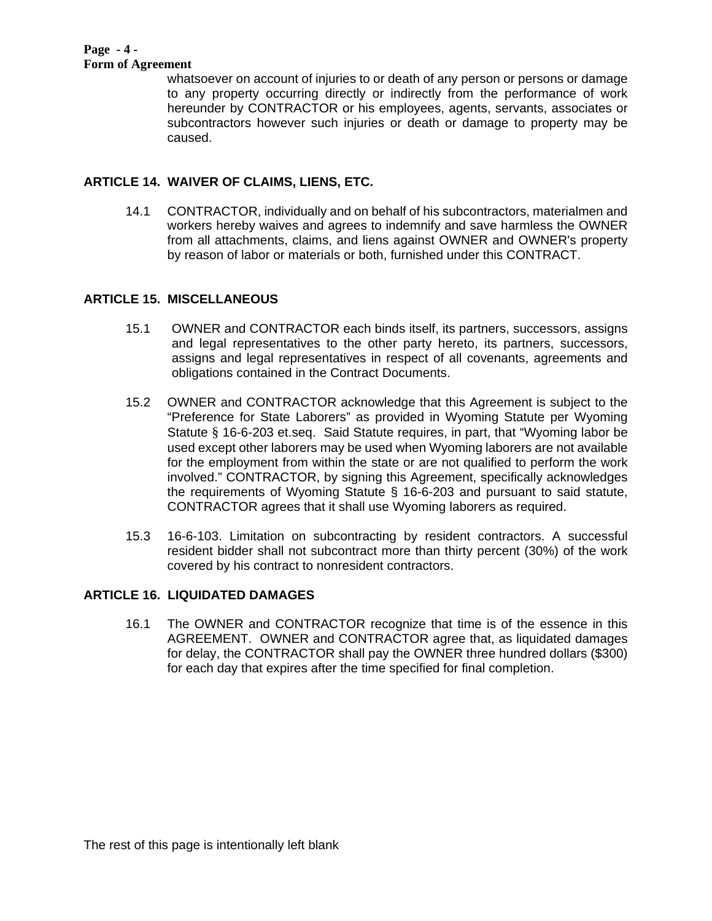whatsoever on account of injuries to or death of any person or persons or damage to any property occurring directly or indirectly from the performance of work hereunder by CONTRACTOR or his employees, agents, servants, associates or subcontractors however such injuries or death or damage to property may be caused.

## ARTICLE 14. WAIVER OF CLAIMS, LIENS, ETC.

14.1 CONTRACTOR, individually and on behalf of his subcontractors, materialmen and workers hereby waives and agrees to indemnify and save harmless the OWNER from all attachments, claims, and liens against OWNER and OWNER's property by reason of labor or materials or both, furnished under this CONTRACT.

## ARTICLE 15. MISCELLANEOUS

15.1 OWNER and CONTRACTOR each binds itself, its partners, successors, assigns and legal representatives to the other party hereto, its partners, successors, assigns and legal representatives in respect of all covenants, agreements and obligations contained in the Contract Documents.

15.2 OWNER and CONTRACTOR acknowledge that this Agreement is subject to the "Preference for State Laborers" as provided in Wyoming Statute per Wyoming Statute § 16-6-203 et.seq. Said Statute requires, in part, that "Wyoming labor be used except other laborers may be used when Wyoming laborers are not available for the employment from within the state or are not qualified to perform the work involved." CONTRACTOR, by signing this Agreement, specifically acknowledges the requirements of Wyoming Statute § 16-6-203 and pursuant to said statute, CONTRACTOR agrees that it shall use Wyoming laborers as required.

15.3 16-6-103. Limitation on subcontracting by resident contractors. A successful resident bidder shall not subcontract more than thirty percent (30%) of the work covered by his contract to nonresident contractors.

## ARTICLE 16. LIQUIDATED DAMAGES

16.1 The OWNER and CONTRACTOR recognize that time is of the essence in this AGREEMENT. OWNER and CONTRACTOR agree that, as liquidated damages for delay, the CONTRACTOR shall pay the OWNER three hundred dollars ($300) for each day that expires after the time specified for final completion.

The rest of this page is intentionally left blank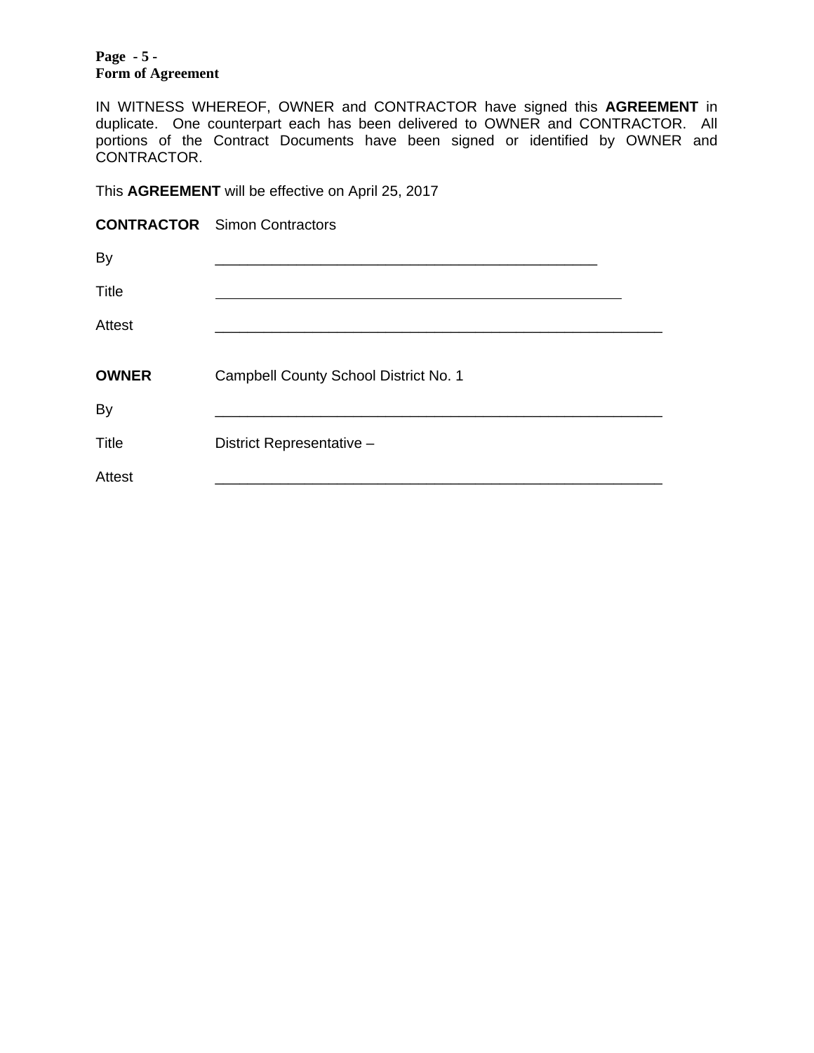**Page - 5 -**
**Form of Agreement**

IN WITNESS WHEREOF, OWNER and CONTRACTOR have signed this **AGREEMENT** in duplicate. One counterpart each has been delivered to OWNER and CONTRACTOR. All portions of the Contract Documents have been signed or identified by OWNER and CONTRACTOR.

This **AGREEMENT** will be effective on April 25, 2017

**CONTRACTOR** Simon Contractors

By ________________________________________________

Title ________________________________________________

Attest ________________________________________________

**OWNER** Campbell County School District No. 1

By ________________________________________________

Title District Representative –

Attest ________________________________________________